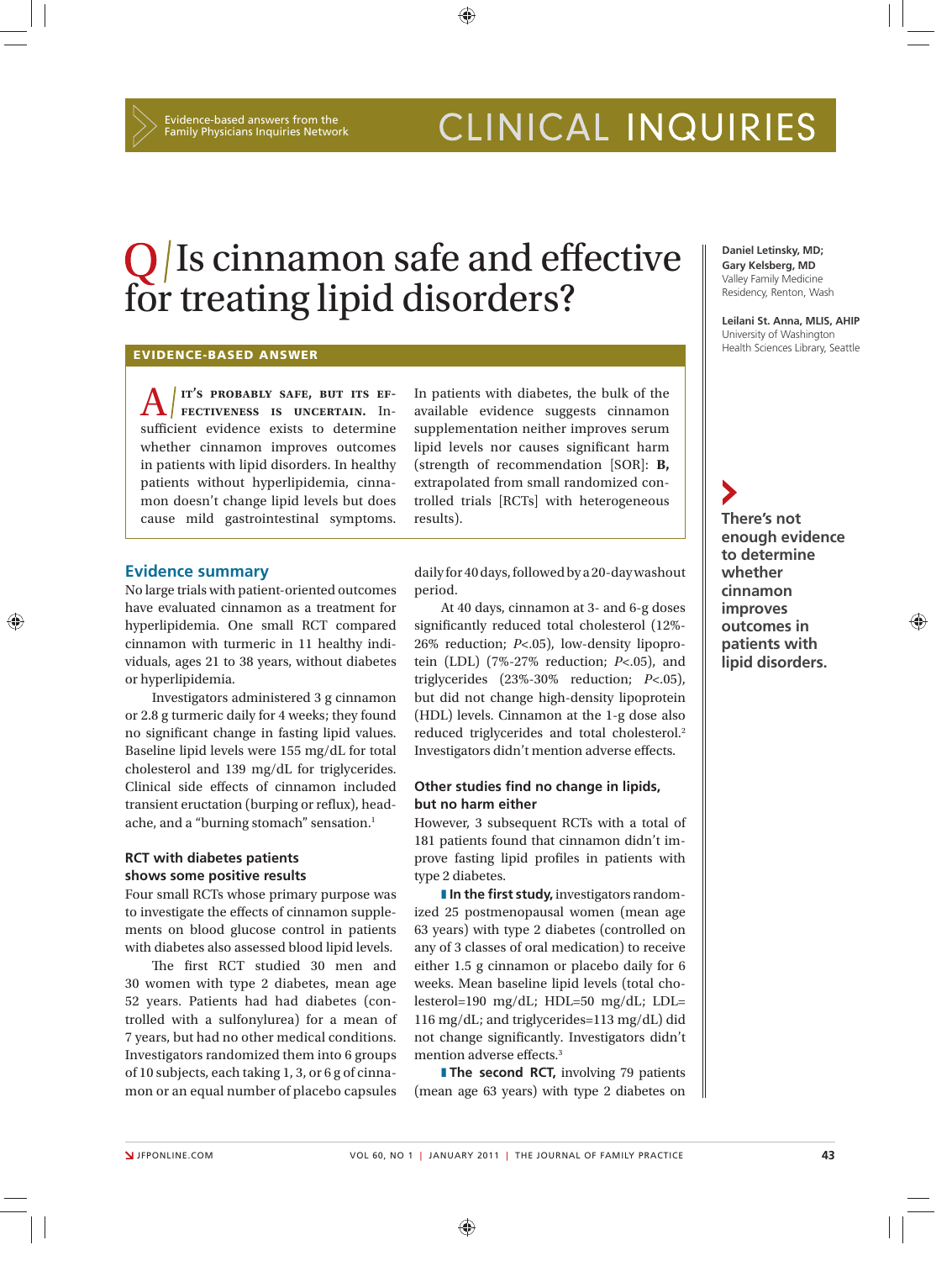Evidence-based answers from the Family Physicians Inquiries Network

# CLINICAL INQUIRIES

# Q / Is cinnamon safe and effective for treating lipid disorders?

**Daniel Letinsky, MD; Gary Kelsberg, MD**
Valley Family Medicine Residency, Renton, Wash

**Leilani St. Anna, MLIS, AHIP**
University of Washington Health Sciences Library, Seattle

## EVIDENCE-BASED ANSWER

**A / IT'S PROBABLY SAFE, BUT ITS EFFECTIVENESS IS UNCERTAIN.** Insufficient evidence exists to determine whether cinnamon improves outcomes in patients with lipid disorders. In healthy patients without hyperlipidemia, cinnamon doesn't change lipid levels but does cause mild gastrointestinal symptoms.

In patients with diabetes, the bulk of the available evidence suggests cinnamon supplementation neither improves serum lipid levels nor causes significant harm (strength of recommendation [SOR]: **B,** extrapolated from small randomized controlled trials [RCTs] with heterogeneous results).

**There's not enough evidence to determine whether cinnamon improves outcomes in patients with lipid disorders.**

## Evidence summary

No large trials with patient-oriented outcomes have evaluated cinnamon as a treatment for hyperlipidemia. One small RCT compared cinnamon with turmeric in 11 healthy individuals, ages 21 to 38 years, without diabetes or hyperlipidemia.

Investigators administered 3 g cinnamon or 2.8 g turmeric daily for 4 weeks; they found no significant change in fasting lipid values. Baseline lipid levels were 155 mg/dL for total cholesterol and 139 mg/dL for triglycerides. Clinical side effects of cinnamon included transient eructation (burping or reflux), headache, and a "burning stomach" sensation.[1]

### RCT with diabetes patients shows some positive results

Four small RCTs whose primary purpose was to investigate the effects of cinnamon supplements on blood glucose control in patients with diabetes also assessed blood lipid levels.

The first RCT studied 30 men and 30 women with type 2 diabetes, mean age 52 years. Patients had had diabetes (controlled with a sulfonylurea) for a mean of 7 years, but had no other medical conditions. Investigators randomized them into 6 groups of 10 subjects, each taking 1, 3, or 6 g of cinnamon or an equal number of placebo capsules daily for 40 days, followed by a 20-day washout period.

At 40 days, cinnamon at 3- and 6-g doses significantly reduced total cholesterol (12%-26% reduction; $P<.05$), low-density lipoprotein (LDL) (7%-27% reduction; $P<.05$), and triglycerides (23%-30% reduction; $P<.05$), but did not change high-density lipoprotein (HDL) levels. Cinnamon at the 1-g dose also reduced triglycerides and total cholesterol.[2] Investigators didn't mention adverse effects.

### Other studies find no change in lipids, but no harm either

However, 3 subsequent RCTs with a total of 181 patients found that cinnamon didn't improve fasting lipid profiles in patients with type 2 diabetes.

**In the first study,** investigators randomized 25 postmenopausal women (mean age 63 years) with type 2 diabetes (controlled on any of 3 classes of oral medication) to receive either 1.5 g cinnamon or placebo daily for 6 weeks. Mean baseline lipid levels (total cholesterol=190 mg/dL; HDL=50 mg/dL; LDL=116 mg/dL; and triglycerides=113 mg/dL) did not change significantly. Investigators didn't mention adverse effects.[3]

**The second RCT,** involving 79 patients (mean age 63 years) with type 2 diabetes on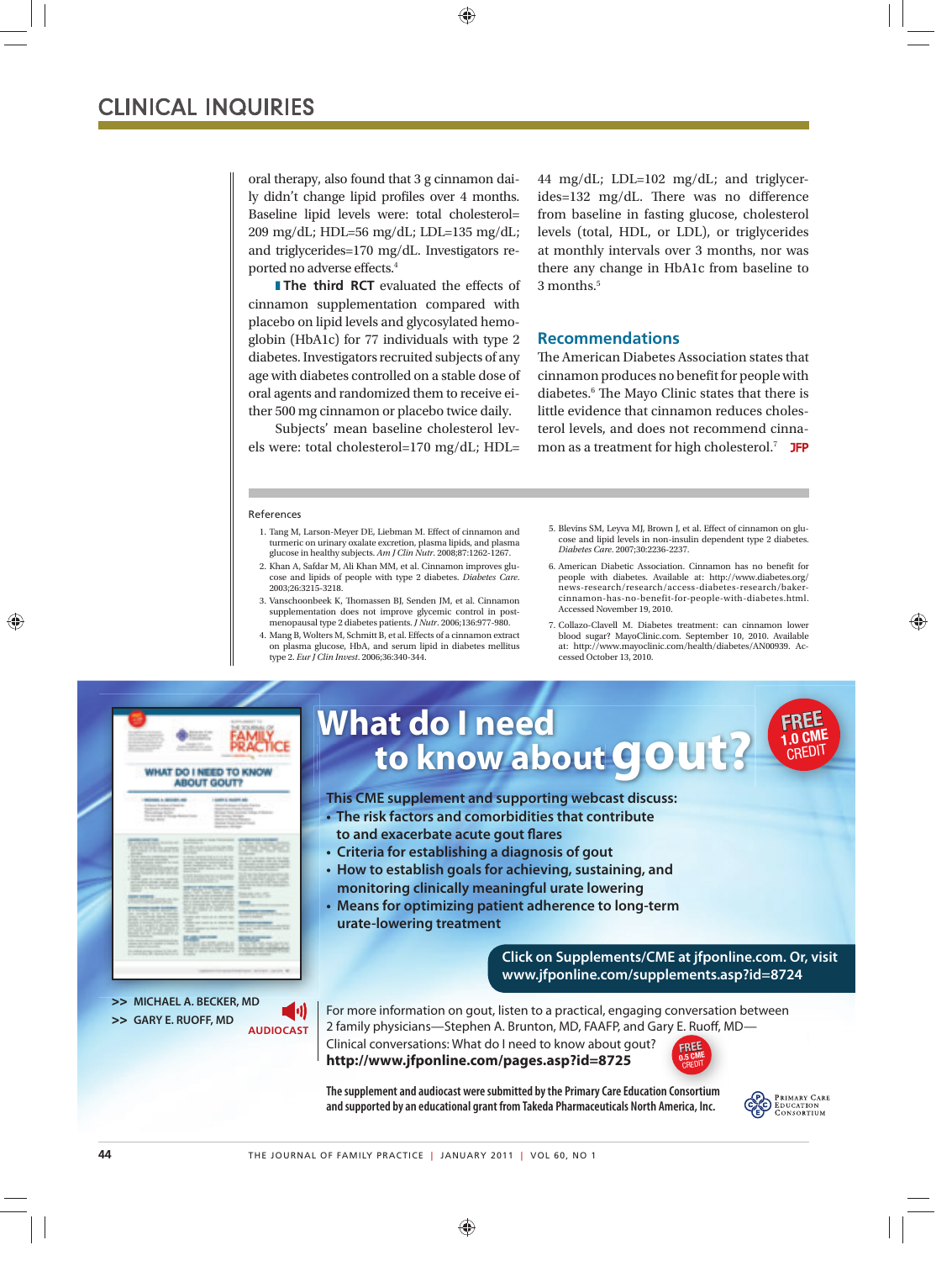oral therapy, also found that 3 g cinnamon daily didn't change lipid profiles over 4 months. Baseline lipid levels were: total cholesterol=209 mg/dL; HDL=56 mg/dL; LDL=135 mg/dL; and triglycerides=170 mg/dL. Investigators reported no adverse effects.[4]

**The third RCT** evaluated the effects of cinnamon supplementation compared with placebo on lipid levels and glycosylated hemoglobin (HbA1c) for 77 individuals with type 2 diabetes. Investigators recruited subjects of any age with diabetes controlled on a stable dose of oral agents and randomized them to receive either 500 mg cinnamon or placebo twice daily.

Subjects' mean baseline cholesterol levels were: total cholesterol=170 mg/dL; HDL=44 mg/dL; LDL=102 mg/dL; and triglycerides=132 mg/dL. There was no difference from baseline in fasting glucose, cholesterol levels (total, HDL, or LDL), or triglycerides at monthly intervals over 3 months, nor was there any change in HbA1c from baseline to 3 months.[5]

## Recommendations

The American Diabetes Association states that cinnamon produces no benefit for people with diabetes.[6] The Mayo Clinic states that there is little evidence that cinnamon reduces cholesterol levels, and does not recommend cinnamon as a treatment for high cholesterol.[7] JFP

### References

1. Tang M, Larson-Meyer DE, Liebman M. Effect of cinnamon and turmeric on urinary oxalate excretion, plasma lipids, and plasma glucose in healthy subjects. *Am J Clin Nutr*. 2008;87:1262-1267.
2. Khan A, Safdar M, Ali Khan MM, et al. Cinnamon improves glucose and lipids of people with type 2 diabetes. *Diabetes Care*. 2003;26:3215-3218.
3. Vanschoonbeek K, Thomassen BJ, Senden JM, et al. Cinnamon supplementation does not improve glycemic control in postmenopausal type 2 diabetes patients. *J Nutr*. 2006;136:977-980.
4. Mang B, Wolters M, Schmitt B, et al. Effects of a cinnamon extract on plasma glucose, HbA, and serum lipid in diabetes mellitus type 2. *Eur J Clin Invest*. 2006;36:340-344.
5. Blevins SM, Leyva MJ, Brown J, et al. Effect of cinnamon on glucose and lipid levels in non-insulin dependent type 2 diabetes. *Diabetes Care*. 2007;30:2236-2237.
6. American Diabetic Association. Cinnamon has no benefit for people with diabetes. Available at: http://www.diabetes.org/news-research/research/access-diabetes-research/baker-cinnamon-has-no-benefit-for-people-with-diabetes.html. Accessed November 19, 2010.
7. Collazo-Clavell M. Diabetes treatment: can cinnamon lower blood sugar? MayoClinic.com. September 10, 2010. Available at: http://www.mayoclinic.com/health/diabetes/AN00939. Accessed October 13, 2010.

# What do I need to know about gout?

FREE 1.0 CME CREDIT

**This CME supplement and supporting webcast discuss:**

- The risk factors and comorbidities that contribute to and exacerbate acute gout flares
- Criteria for establishing a diagnosis of gout
- How to establish goals for achieving, sustaining, and monitoring clinically meaningful urate lowering
- Means for optimizing patient adherence to long-term urate-lowering treatment

**Click on Supplements/CME at jfponline.com. Or, visit www.jfponline.com/supplements.asp?id=8724**

>> MICHAEL A. BECKER, MD
>> GARY E. RUOFF, MD

AUDIOCAST

For more information on gout, listen to a practical, engaging conversation between 2 family physicians—Stephen A. Brunton, MD, FAAFP, and Gary E. Ruoff, MD—Clinical conversations: What do I need to know about gout?
**http://www.jfponline.com/pages.asp?id=8725**

FREE 0.5 CME CREDIT

**The supplement and audiocast were submitted by the Primary Care Education Consortium and supported by an educational grant from Takeda Pharmaceuticals North America, Inc.**

Primary Care Education Consortium